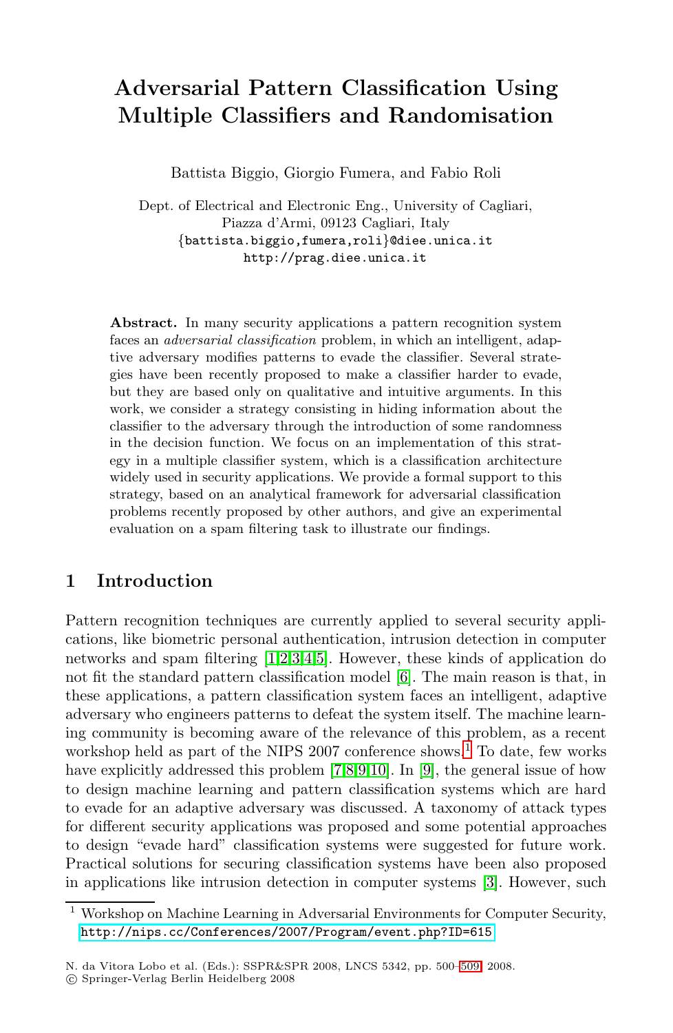# Adversarial Pattern Classification Using Multiple Classifiers and Randomisation

Battista Biggio, Giorgio Fumera, and Fabio Roli

Dept. of Electrical and Electronic Eng., University of Cagliari,
Piazza d'Armi, 09123 Cagliari, Italy
{battista.biggio,fumera,roli}@diee.unica.it
http://prag.diee.unica.it

**Abstract.** In many security applications a pattern recognition system faces an *adversarial classification* problem, in which an intelligent, adaptive adversary modifies patterns to evade the classifier. Several strategies have been recently proposed to make a classifier harder to evade, but they are based only on qualitative and intuitive arguments. In this work, we consider a strategy consisting in hiding information about the classifier to the adversary through the introduction of some randomness in the decision function. We focus on an implementation of this strategy in a multiple classifier system, which is a classification architecture widely used in security applications. We provide a formal support to this strategy, based on an analytical framework for adversarial classification problems recently proposed by other authors, and give an experimental evaluation on a spam filtering task to illustrate our findings.

## 1 Introduction

Pattern recognition techniques are currently applied to several security applications, like biometric personal authentication, intrusion detection in computer networks and spam filtering [1,2,3,4,5]. However, these kinds of application do not fit the standard pattern classification model [6]. The main reason is that, in these applications, a pattern classification system faces an intelligent, adaptive adversary who engineers patterns to defeat the system itself. The machine learning community is becoming aware of the relevance of this problem, as a recent workshop held as part of the NIPS 2007 conference shows.[1] To date, few works have explicitly addressed this problem [7,8,9,10]. In [9], the general issue of how to design machine learning and pattern classification systems which are hard to evade for an adaptive adversary was discussed. A taxonomy of attack types for different security applications was proposed and some potential approaches to design "evade hard" classification systems were suggested for future work. Practical solutions for securing classification systems have been also proposed in applications like intrusion detection in computer systems [3]. However, such

[1] Workshop on Machine Learning in Adversarial Environments for Computer Security, http://nips.cc/Conferences/2007/Program/event.php?ID=615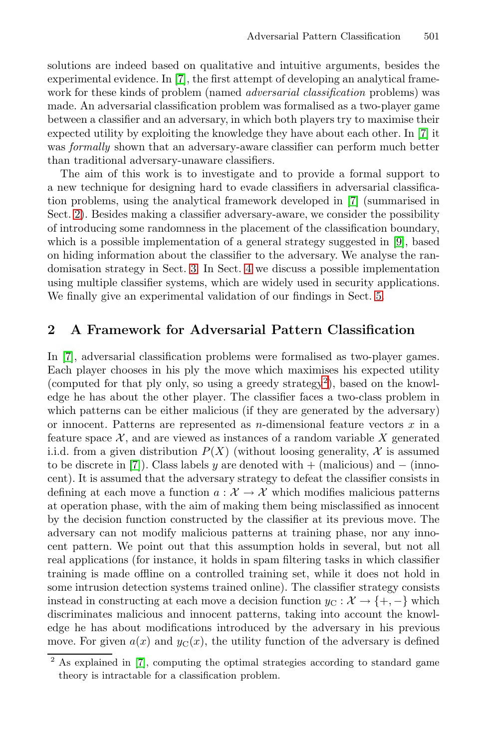solutions are indeed based on qualitative and intuitive arguments, besides the experimental evidence. In [7], the first attempt of developing an analytical framework for these kinds of problem (named *adversarial classification* problems) was made. An adversarial classification problem was formalised as a two-player game between a classifier and an adversary, in which both players try to maximise their expected utility by exploiting the knowledge they have about each other. In [7] it was *formally* shown that an adversary-aware classifier can perform much better than traditional adversary-unaware classifiers.

The aim of this work is to investigate and to provide a formal support to a new technique for designing hard to evade classifiers in adversarial classification problems, using the analytical framework developed in [7] (summarised in Sect. 2). Besides making a classifier adversary-aware, we consider the possibility of introducing some randomness in the placement of the classification boundary, which is a possible implementation of a general strategy suggested in [9], based on hiding information about the classifier to the adversary. We analyse the randomisation strategy in Sect. 3. In Sect. 4 we discuss a possible implementation using multiple classifier systems, which are widely used in security applications. We finally give an experimental validation of our findings in Sect. 5.

## 2 A Framework for Adversarial Pattern Classification

In [7], adversarial classification problems were formalised as two-player games. Each player chooses in his ply the move which maximises his expected utility (computed for that ply only, so using a greedy strategy[2]), based on the knowledge he has about the other player. The classifier faces a two-class problem in which patterns can be either malicious (if they are generated by the adversary) or innocent. Patterns are represented as $n$-dimensional feature vectors $x$ in a feature space $\mathcal{X}$, and are viewed as instances of a random variable $X$ generated i.i.d. from a given distribution $P(X)$ (without loosing generality, $\mathcal{X}$ is assumed to be discrete in [7]). Class labels $y$ are denoted with $+$ (malicious) and $-$ (innocent). It is assumed that the adversary strategy to defeat the classifier consists in defining at each move a function $a : \mathcal{X} \to \mathcal{X}$ which modifies malicious patterns at operation phase, with the aim of making them being misclassified as innocent by the decision function constructed by the classifier at its previous move. The adversary can not modify malicious patterns at training phase, nor any innocent pattern. We point out that this assumption holds in several, but not all real applications (for instance, it holds in spam filtering tasks in which classifier training is made offline on a controlled training set, while it does not hold in some intrusion detection systems trained online). The classifier strategy consists instead in constructing at each move a decision function $y_C : \mathcal{X} \to \{+, -\}$ which discriminates malicious and innocent patterns, taking into account the knowledge he has about modifications introduced by the adversary in his previous move. For given $a(x)$ and $y_C(x)$, the utility function of the adversary is defined

[2] As explained in [7], computing the optimal strategies according to standard game theory is intractable for a classification problem.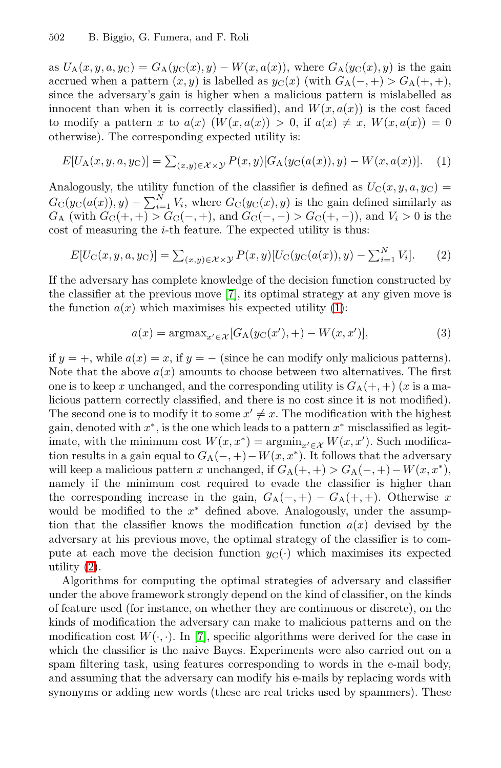as $U_\mathrm{A}(x, y, a, y_\mathrm{C}) = G_\mathrm{A}(y_\mathrm{C}(x), y) - W(x, a(x))$, where $G_\mathrm{A}(y_\mathrm{C}(x), y)$ is the gain accrued when a pattern $(x, y)$ is labelled as $y_\mathrm{C}(x)$ (with $G_\mathrm{A}(-, +) > G_\mathrm{A}(+, +)$, since the adversary's gain is higher when a malicious pattern is mislabelled as innocent than when it is correctly classified), and $W(x, a(x))$ is the cost faced to modify a pattern $x$ to $a(x)$ ($W(x, a(x)) > 0$, if $a(x) \neq x$, $W(x, a(x)) = 0$ otherwise). The corresponding expected utility is:

$$E[U_\mathrm{A}(x, y, a, y_\mathrm{C})] = \textstyle\sum_{(x,y) \in \mathcal{X} \times \mathcal{Y}} P(x, y)[G_\mathrm{A}(y_\mathrm{C}(a(x)), y) - W(x, a(x))]. \quad (1)$$

Analogously, the utility function of the classifier is defined as $U_\mathrm{C}(x, y, a, y_\mathrm{C}) = G_\mathrm{C}(y_\mathrm{C}(a(x)), y) - \sum_{i=1}^{N} V_i$, where $G_\mathrm{C}(y_\mathrm{C}(x), y)$ is the gain defined similarly as $G_\mathrm{A}$ (with $G_\mathrm{C}(+, +) > G_\mathrm{C}(-, +)$, and $G_\mathrm{C}(-, -) > G_\mathrm{C}(+, -)$), and $V_i > 0$ is the cost of measuring the $i$-th feature. The expected utility is thus:

$$E[U_\mathrm{C}(x, y, a, y_\mathrm{C})] = \textstyle\sum_{(x,y) \in \mathcal{X} \times \mathcal{Y}} P(x, y)[U_\mathrm{C}(y_\mathrm{C}(a(x)), y) - \sum_{i=1}^{N} V_i]. \quad (2)$$

If the adversary has complete knowledge of the decision function constructed by the classifier at the previous move [7], its optimal strategy at any given move is the function $a(x)$ which maximises his expected utility (1):

$$a(x) = \mathrm{argmax}_{x' \in \mathcal{X}}[G_\mathrm{A}(y_\mathrm{C}(x'), +) - W(x, x')], \quad (3)$$

if $y = +$, while $a(x) = x$, if $y = -$ (since he can modify only malicious patterns). Note that the above $a(x)$ amounts to choose between two alternatives. The first one is to keep $x$ unchanged, and the corresponding utility is $G_\mathrm{A}(+, +)$ ($x$ is a malicious pattern correctly classified, and there is no cost since it is not modified). The second one is to modify it to some $x' \neq x$. The modification with the highest gain, denoted with $x^*$, is the one which leads to a pattern $x^*$ misclassified as legitimate, with the minimum cost $W(x, x^*) = \mathrm{argmin}_{x' \in \mathcal{X}} W(x, x')$. Such modification results in a gain equal to $G_\mathrm{A}(-, +) - W(x, x^*)$. It follows that the adversary will keep a malicious pattern $x$ unchanged, if $G_\mathrm{A}(+, +) > G_\mathrm{A}(-, +) - W(x, x^*)$, namely if the minimum cost required to evade the classifier is higher than the corresponding increase in the gain, $G_\mathrm{A}(-, +) - G_\mathrm{A}(+, +)$. Otherwise $x$ would be modified to the $x^*$ defined above. Analogously, under the assumption that the classifier knows the modification function $a(x)$ devised by the adversary at his previous move, the optimal strategy of the classifier is to compute at each move the decision function $y_\mathrm{C}(\cdot)$ which maximises its expected utility (2).

Algorithms for computing the optimal strategies of adversary and classifier under the above framework strongly depend on the kind of classifier, on the kinds of feature used (for instance, on whether they are continuous or discrete), on the kinds of modification the adversary can make to malicious patterns and on the modification cost $W(\cdot, \cdot)$. In [7], specific algorithms were derived for the case in which the classifier is the naive Bayes. Experiments were also carried out on a spam filtering task, using features corresponding to words in the e-mail body, and assuming that the adversary can modify his e-mails by replacing words with synonyms or adding new words (these are real tricks used by spammers). These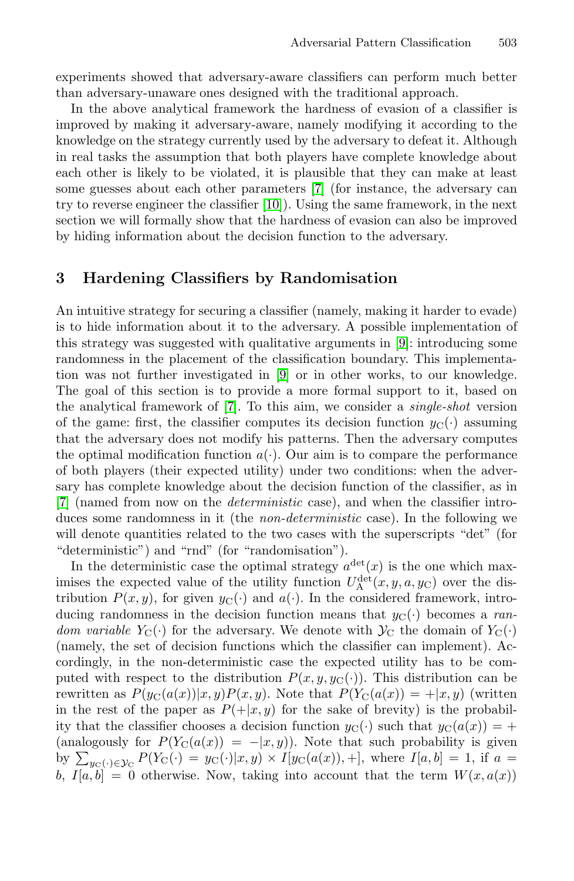experiments showed that adversary-aware classifiers can perform much better than adversary-unaware ones designed with the traditional approach.

In the above analytical framework the hardness of evasion of a classifier is improved by making it adversary-aware, namely modifying it according to the knowledge on the strategy currently used by the adversary to defeat it. Although in real tasks the assumption that both players have complete knowledge about each other is likely to be violated, it is plausible that they can make at least some guesses about each other parameters [7] (for instance, the adversary can try to reverse engineer the classifier [10]). Using the same framework, in the next section we will formally show that the hardness of evasion can also be improved by hiding information about the decision function to the adversary.

## 3 Hardening Classifiers by Randomisation

An intuitive strategy for securing a classifier (namely, making it harder to evade) is to hide information about it to the adversary. A possible implementation of this strategy was suggested with qualitative arguments in [9]: introducing some randomness in the placement of the classification boundary. This implementation was not further investigated in [9] or in other works, to our knowledge. The goal of this section is to provide a more formal support to it, based on the analytical framework of [7]. To this aim, we consider a *single-shot* version of the game: first, the classifier computes its decision function $y_\mathrm{C}(\cdot)$ assuming that the adversary does not modify his patterns. Then the adversary computes the optimal modification function $a(\cdot)$. Our aim is to compare the performance of both players (their expected utility) under two conditions: when the adversary has complete knowledge about the decision function of the classifier, as in [7] (named from now on the *deterministic* case), and when the classifier introduces some randomness in it (the *non-deterministic* case). In the following we will denote quantities related to the two cases with the superscripts "det" (for "deterministic") and "rnd" (for "randomisation").

In the deterministic case the optimal strategy $a^{\mathrm{det}}(x)$ is the one which maximises the expected value of the utility function $U_\mathrm{A}^{\mathrm{det}}(x, y, a, y_\mathrm{C})$ over the distribution $P(x, y)$, for given $y_\mathrm{C}(\cdot)$ and $a(\cdot)$. In the considered framework, introducing randomness in the decision function means that $y_\mathrm{C}(\cdot)$ becomes a *random variable* $Y_\mathrm{C}(\cdot)$ for the adversary. We denote with $\mathcal{Y}_\mathrm{C}$ the domain of $Y_\mathrm{C}(\cdot)$ (namely, the set of decision functions which the classifier can implement). Accordingly, in the non-deterministic case the expected utility has to be computed with respect to the distribution $P(x, y, y_\mathrm{C}(\cdot))$. This distribution can be rewritten as $P(y_\mathrm{C}(a(x))|x, y)P(x, y)$. Note that $P(Y_\mathrm{C}(a(x)) = +|x, y)$ (written in the rest of the paper as $P(+|x, y)$ for the sake of brevity) is the probability that the classifier chooses a decision function $y_\mathrm{C}(\cdot)$ such that $y_\mathrm{C}(a(x)) = +$ (analogously for $P(Y_\mathrm{C}(a(x)) = -|x, y)$). Note that such probability is given by $\sum_{y_\mathrm{C}(\cdot) \in \mathcal{Y}_\mathrm{C}} P(Y_\mathrm{C}(\cdot) = y_\mathrm{C}(\cdot)|x, y) \times I[y_\mathrm{C}(a(x)), +]$, where $I[a, b] = 1$, if $a = b$, $I[a, b] = 0$ otherwise. Now, taking into account that the term $W(x, a(x))$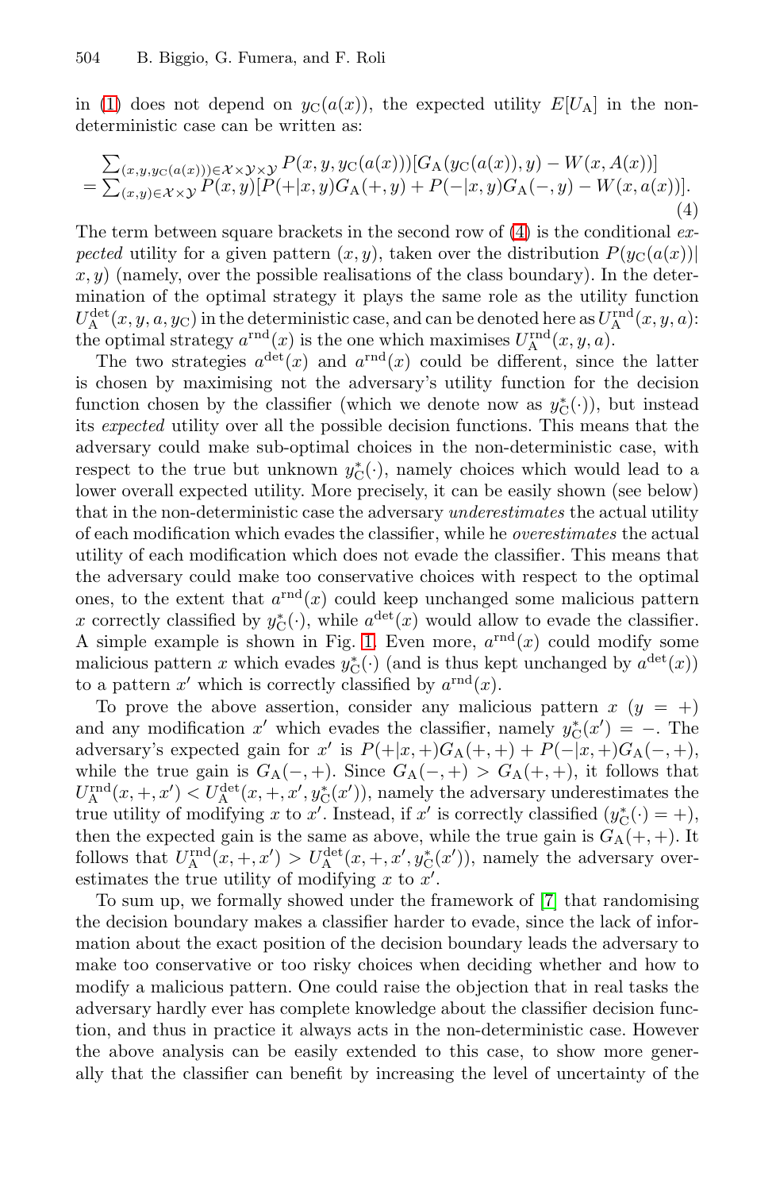in (1) does not depend on $y_{\mathrm{C}}(a(x))$, the expected utility $E[U_{\mathrm{A}}]$ in the non-deterministic case can be written as:

$$
\begin{aligned}
&\sum_{(x,y,y_{\mathrm{C}}(a(x)))\in\mathcal{X}\times\mathcal{Y}\times\mathcal{Y}} P(x,y,y_{\mathrm{C}}(a(x)))[G_{\mathrm{A}}(y_{\mathrm{C}}(a(x)),y) - W(x,A(x))] \\
&= \sum_{(x,y)\in\mathcal{X}\times\mathcal{Y}} P(x,y)[P(+|x,y)G_{\mathrm{A}}(+,y) + P(-|x,y)G_{\mathrm{A}}(-,y) - W(x,a(x))].
\end{aligned} \tag{4}
$$

The term between square brackets in the second row of (4) is the conditional *expected* utility for a given pattern $(x, y)$, taken over the distribution $P(y_{\mathrm{C}}(a(x))|x, y)$ (namely, over the possible realisations of the class boundary). In the determination of the optimal strategy it plays the same role as the utility function $U_{\mathrm{A}}^{\mathrm{det}}(x, y, a, y_{\mathrm{C}})$ in the deterministic case, and can be denoted here as $U_{\mathrm{A}}^{\mathrm{rnd}}(x, y, a)$: the optimal strategy $a^{\mathrm{rnd}}(x)$ is the one which maximises $U_{\mathrm{A}}^{\mathrm{rnd}}(x, y, a)$.

The two strategies $a^{\mathrm{det}}(x)$ and $a^{\mathrm{rnd}}(x)$ could be different, since the latter is chosen by maximising not the adversary's utility function for the decision function chosen by the classifier (which we denote now as $y_{\mathrm{C}}^{*}(\cdot)$), but instead its *expected* utility over all the possible decision functions. This means that the adversary could make sub-optimal choices in the non-deterministic case, with respect to the true but unknown $y_{\mathrm{C}}^{*}(\cdot)$, namely choices which would lead to a lower overall expected utility. More precisely, it can be easily shown (see below) that in the non-deterministic case the adversary *underestimates* the actual utility of each modification which evades the classifier, while he *overestimates* the actual utility of each modification which does not evade the classifier. This means that the adversary could make too conservative choices with respect to the optimal ones, to the extent that $a^{\mathrm{rnd}}(x)$ could keep unchanged some malicious pattern $x$ correctly classified by $y_{\mathrm{C}}^{*}(\cdot)$, while $a^{\mathrm{det}}(x)$ would allow to evade the classifier. A simple example is shown in Fig. 1. Even more, $a^{\mathrm{rnd}}(x)$ could modify some malicious pattern $x$ which evades $y_{\mathrm{C}}^{*}(\cdot)$ (and is thus kept unchanged by $a^{\mathrm{det}}(x)$) to a pattern $x'$ which is correctly classified by $a^{\mathrm{rnd}}(x)$.

To prove the above assertion, consider any malicious pattern $x$ ($y = +$) and any modification $x'$ which evades the classifier, namely $y_{\mathrm{C}}^{*}(x') = -$. The adversary's expected gain for $x'$ is $P(+|x,+)G_{\mathrm{A}}(+,+) + P(-|x,+)G_{\mathrm{A}}(-,+)$, while the true gain is $G_{\mathrm{A}}(-,+)$. Since $G_{\mathrm{A}}(-,+) > G_{\mathrm{A}}(+,+)$, it follows that $U_{\mathrm{A}}^{\mathrm{rnd}}(x,+,x') < U_{\mathrm{A}}^{\mathrm{det}}(x,+,x',y_{\mathrm{C}}^{*}(x'))$, namely the adversary underestimates the true utility of modifying $x$ to $x'$. Instead, if $x'$ is correctly classified ($y_{\mathrm{C}}^{*}(\cdot) = +$), then the expected gain is the same as above, while the true gain is $G_{\mathrm{A}}(+,+)$. It follows that $U_{\mathrm{A}}^{\mathrm{rnd}}(x,+,x') > U_{\mathrm{A}}^{\mathrm{det}}(x,+,x',y_{\mathrm{C}}^{*}(x'))$, namely the adversary overestimates the true utility of modifying $x$ to $x'$.

To sum up, we formally showed under the framework of [7] that randomising the decision boundary makes a classifier harder to evade, since the lack of information about the exact position of the decision boundary leads the adversary to make too conservative or too risky choices when deciding whether and how to modify a malicious pattern. One could raise the objection that in real tasks the adversary hardly ever has complete knowledge about the classifier decision function, and thus in practice it always acts in the non-deterministic case. However the above analysis can be easily extended to this case, to show more generally that the classifier can benefit by increasing the level of uncertainty of the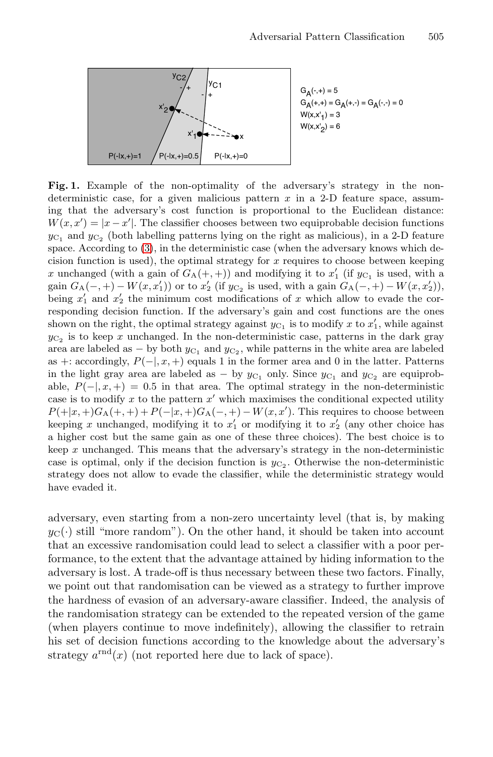**Fig. 1.** Example of the non-optimality of the adversary's strategy in the non-deterministic case, for a given malicious pattern $x$ in a 2-D feature space, assuming that the adversary's cost function is proportional to the Euclidean distance: $W(x, x') = |x - x'|$. The classifier chooses between two equiprobable decision functions $y_{C_1}$ and $y_{C_2}$ (both labelling patterns lying on the right as malicious), in a 2-D feature space. According to (3), in the deterministic case (when the adversary knows which decision function is used), the optimal strategy for $x$ requires to choose between keeping $x$ unchanged (with a gain of $G_A(+,+)$) and modifying it to $x'_1$ (if $y_{C_1}$ is used, with a gain $G_A(-,+) - W(x, x'_1)$) or to $x'_2$ (if $y_{C_2}$ is used, with a gain $G_A(-,+) - W(x, x'_2)$), being $x'_1$ and $x'_2$ the minimum cost modifications of $x$ which allow to evade the corresponding decision function. If the adversary's gain and cost functions are the ones shown on the right, the optimal strategy against $y_{C_1}$ is to modify $x$ to $x'_1$, while against $y_{C_2}$ is to keep $x$ unchanged. In the non-deterministic case, patterns in the dark gray area are labeled as $-$ by both $y_{C_1}$ and $y_{C_2}$, while patterns in the white area are labeled as $+$: accordingly, $P(-|, x, +)$ equals 1 in the former area and 0 in the latter. Patterns in the light gray area are labeled as $-$ by $y_{C_1}$ only. Since $y_{C_1}$ and $y_{C_2}$ are equiprobable, $P(-|, x, +) = 0.5$ in that area. The optimal strategy in the non-deterministic case is to modify $x$ to the pattern $x'$ which maximises the conditional expected utility $P(+|x,+)G_A(+,+) + P(-|x,+)G_A(-,+) - W(x, x')$. This requires to choose between keeping $x$ unchanged, modifying it to $x'_1$ or modifying it to $x'_2$ (any other choice has a higher cost but the same gain as one of these three choices). The best choice is to keep $x$ unchanged. This means that the adversary's strategy in the non-deterministic case is optimal, only if the decision function is $y_{C_2}$. Otherwise the non-deterministic strategy does not allow to evade the classifier, while the deterministic strategy would have evaded it.

adversary, even starting from a non-zero uncertainty level (that is, by making $y_C(\cdot)$ still "more random"). On the other hand, it should be taken into account that an excessive randomisation could lead to select a classifier with a poor performance, to the extent that the advantage attained by hiding information to the adversary is lost. A trade-off is thus necessary between these two factors. Finally, we point out that randomisation can be viewed as a strategy to further improve the hardness of evasion of an adversary-aware classifier. Indeed, the analysis of the randomisation strategy can be extended to the repeated version of the game (when players continue to move indefinitely), allowing the classifier to retrain his set of decision functions according to the knowledge about the adversary's strategy $a^{\text{rnd}}(x)$ (not reported here due to lack of space).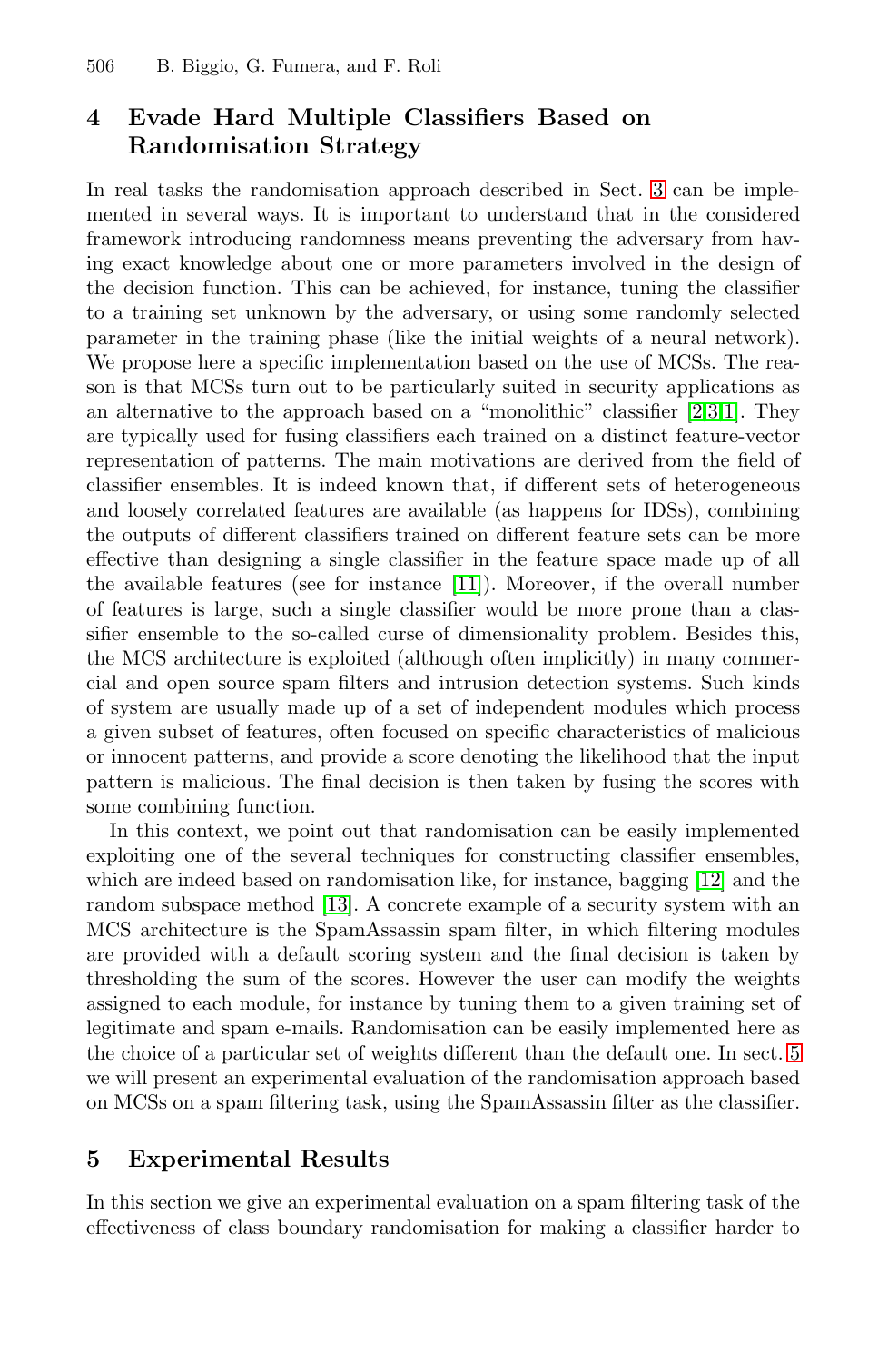## 4 Evade Hard Multiple Classifiers Based on Randomisation Strategy

In real tasks the randomisation approach described in Sect. 3 can be implemented in several ways. It is important to understand that in the considered framework introducing randomness means preventing the adversary from having exact knowledge about one or more parameters involved in the design of the decision function. This can be achieved, for instance, tuning the classifier to a training set unknown by the adversary, or using some randomly selected parameter in the training phase (like the initial weights of a neural network). We propose here a specific implementation based on the use of MCSs. The reason is that MCSs turn out to be particularly suited in security applications as an alternative to the approach based on a "monolithic" classifier [2,3,1]. They are typically used for fusing classifiers each trained on a distinct feature-vector representation of patterns. The main motivations are derived from the field of classifier ensembles. It is indeed known that, if different sets of heterogeneous and loosely correlated features are available (as happens for IDSs), combining the outputs of different classifiers trained on different feature sets can be more effective than designing a single classifier in the feature space made up of all the available features (see for instance [11]). Moreover, if the overall number of features is large, such a single classifier would be more prone than a classifier ensemble to the so-called curse of dimensionality problem. Besides this, the MCS architecture is exploited (although often implicitly) in many commercial and open source spam filters and intrusion detection systems. Such kinds of system are usually made up of a set of independent modules which process a given subset of features, often focused on specific characteristics of malicious or innocent patterns, and provide a score denoting the likelihood that the input pattern is malicious. The final decision is then taken by fusing the scores with some combining function.

In this context, we point out that randomisation can be easily implemented exploiting one of the several techniques for constructing classifier ensembles, which are indeed based on randomisation like, for instance, bagging [12] and the random subspace method [13]. A concrete example of a security system with an MCS architecture is the SpamAssassin spam filter, in which filtering modules are provided with a default scoring system and the final decision is taken by thresholding the sum of the scores. However the user can modify the weights assigned to each module, for instance by tuning them to a given training set of legitimate and spam e-mails. Randomisation can be easily implemented here as the choice of a particular set of weights different than the default one. In sect. 5 we will present an experimental evaluation of the randomisation approach based on MCSs on a spam filtering task, using the SpamAssassin filter as the classifier.

## 5 Experimental Results

In this section we give an experimental evaluation on a spam filtering task of the effectiveness of class boundary randomisation for making a classifier harder to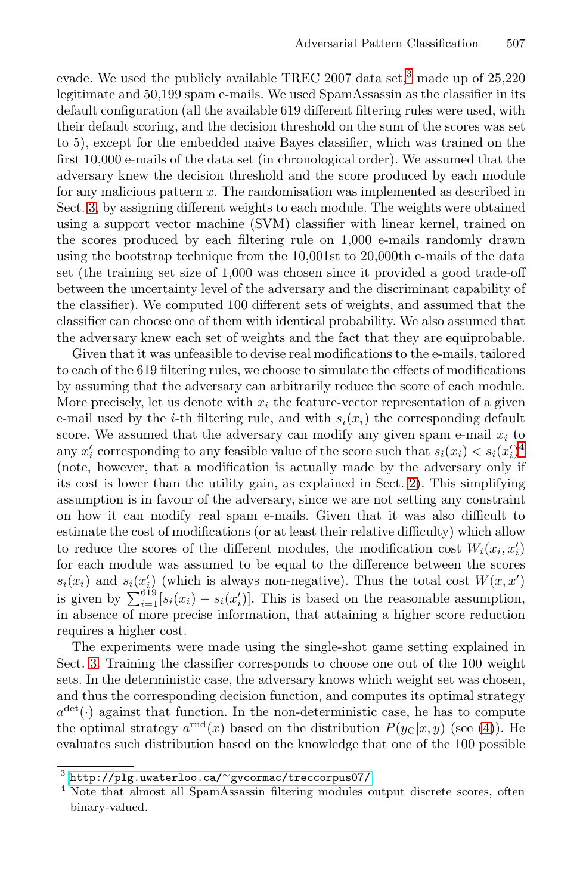evade. We used the publicly available TREC 2007 data set,[3] made up of 25,220 legitimate and 50,199 spam e-mails. We used SpamAssassin as the classifier in its default configuration (all the available 619 different filtering rules were used, with their default scoring, and the decision threshold on the sum of the scores was set to 5), except for the embedded naive Bayes classifier, which was trained on the first 10,000 e-mails of the data set (in chronological order). We assumed that the adversary knew the decision threshold and the score produced by each module for any malicious pattern $x$. The randomisation was implemented as described in Sect. 3, by assigning different weights to each module. The weights were obtained using a support vector machine (SVM) classifier with linear kernel, trained on the scores produced by each filtering rule on 1,000 e-mails randomly drawn using the bootstrap technique from the 10,001st to 20,000th e-mails of the data set (the training set size of 1,000 was chosen since it provided a good trade-off between the uncertainty level of the adversary and the discriminant capability of the classifier). We computed 100 different sets of weights, and assumed that the classifier can choose one of them with identical probability. We also assumed that the adversary knew each set of weights and the fact that they are equiprobable.

Given that it was unfeasible to devise real modifications to the e-mails, tailored to each of the 619 filtering rules, we choose to simulate the effects of modifications by assuming that the adversary can arbitrarily reduce the score of each module. More precisely, let us denote with $x_i$ the feature-vector representation of a given e-mail used by the $i$-th filtering rule, and with $s_i(x_i)$ the corresponding default score. We assumed that the adversary can modify any given spam e-mail $x_i$ to any $x'_i$ corresponding to any feasible value of the score such that $s_i(x_i) < s_i(x'_i)$[4] (note, however, that a modification is actually made by the adversary only if its cost is lower than the utility gain, as explained in Sect. 2). This simplifying assumption is in favour of the adversary, since we are not setting any constraint on how it can modify real spam e-mails. Given that it was also difficult to estimate the cost of modifications (or at least their relative difficulty) which allow to reduce the scores of the different modules, the modification cost $W_i(x_i, x'_i)$ for each module was assumed to be equal to the difference between the scores $s_i(x_i)$ and $s_i(x'_i)$ (which is always non-negative). Thus the total cost $W(x, x')$ is given by $\sum_{i=1}^{619}[s_i(x_i) - s_i(x'_i)]$. This is based on the reasonable assumption, in absence of more precise information, that attaining a higher score reduction requires a higher cost.

The experiments were made using the single-shot game setting explained in Sect. 3. Training the classifier corresponds to choose one out of the 100 weight sets. In the deterministic case, the adversary knows which weight set was chosen, and thus the corresponding decision function, and computes its optimal strategy $a^{\text{det}}(\cdot)$ against that function. In the non-deterministic case, he has to compute the optimal strategy $a^{\text{rnd}}(x)$ based on the distribution $P(y_{\text{C}}|x, y)$ (see (4)). He evaluates such distribution based on the knowledge that one of the 100 possible

---

[3] http://plg.uwaterloo.ca/~gvcormac/treccorpus07/

[4] Note that almost all SpamAssassin filtering modules output discrete scores, often binary-valued.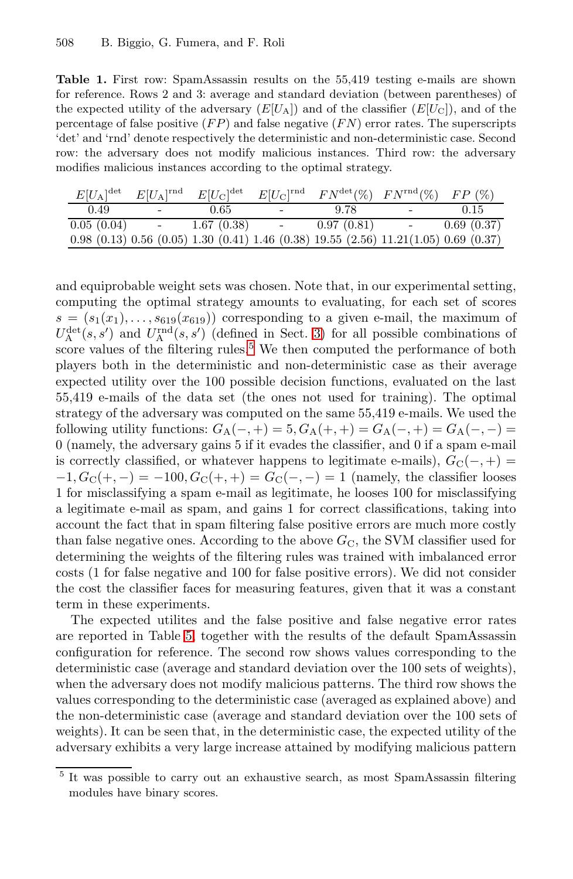**Table 1.** First row: SpamAssassin results on the 55,419 testing e-mails are shown for reference. Rows 2 and 3: average and standard deviation (between parentheses) of the expected utility of the adversary ($E[U_{\text{A}}]$) and of the classifier ($E[U_{\text{C}}]$), and of the percentage of false positive ($FP$) and false negative ($FN$) error rates. The superscripts 'det' and 'rnd' denote respectively the deterministic and non-deterministic case. Second row: the adversary does not modify malicious instances. Third row: the adversary modifies malicious instances according to the optimal strategy.

| $E[U_{\text{A}}]^{\text{det}}$ | $E[U_{\text{A}}]^{\text{rnd}}$ | $E[U_{\text{C}}]^{\text{det}}$ | $E[U_{\text{C}}]^{\text{rnd}}$ | $FN^{\text{det}}(\%)$ | $FN^{\text{rnd}}(\%)$ | $FP$ (%) |
|---|---|---|---|---|---|---|
| 0.49 | - | 0.65 | - | 9.78 | - | 0.15 |
| 0.05 (0.04) | - | 1.67 (0.38) | - | 0.97 (0.81) | - | 0.69 (0.37) |
| 0.98 (0.13) | 0.56 (0.05) | 1.30 (0.41) | 1.46 (0.38) | 19.55 (2.56) | 11.21(1.05) | 0.69 (0.37) |

and equiprobable weight sets was chosen. Note that, in our experimental setting, computing the optimal strategy amounts to evaluating, for each set of scores $s = (s_1(x_1), \ldots, s_{619}(x_{619}))$ corresponding to a given e-mail, the maximum of $U_{\text{A}}^{\text{det}}(s, s')$ and $U_{\text{A}}^{\text{rnd}}(s, s')$ (defined in Sect. 3) for all possible combinations of score values of the filtering rules.[5] We then computed the performance of both players both in the deterministic and non-deterministic case as their average expected utility over the 100 possible decision functions, evaluated on the last 55,419 e-mails of the data set (the ones not used for training). The optimal strategy of the adversary was computed on the same 55,419 e-mails. We used the following utility functions: $G_{\text{A}}(-,+) = 5, G_{\text{A}}(+,+) = G_{\text{A}}(-,+) = G_{\text{A}}(-,-) = 0$ (namely, the adversary gains 5 if it evades the classifier, and 0 if a spam e-mail is correctly classified, or whatever happens to legitimate e-mails), $G_{\text{C}}(-,+) = -1, G_{\text{C}}(+,-) = -100, G_{\text{C}}(+,+) = G_{\text{C}}(-,-) = 1$ (namely, the classifier looses 1 for misclassifying a spam e-mail as legitimate, he looses 100 for misclassifying a legitimate e-mail as spam, and gains 1 for correct classifications, taking into account the fact that in spam filtering false positive errors are much more costly than false negative ones. According to the above $G_{\text{C}}$, the SVM classifier used for determining the weights of the filtering rules was trained with imbalanced error costs (1 for false negative and 100 for false positive errors). We did not consider the cost the classifier faces for measuring features, given that it was a constant term in these experiments.

The expected utilites and the false positive and false negative error rates are reported in Table 5, together with the results of the default SpamAssassin configuration for reference. The second row shows values corresponding to the deterministic case (average and standard deviation over the 100 sets of weights), when the adversary does not modify malicious patterns. The third row shows the values corresponding to the deterministic case (averaged as explained above) and the non-deterministic case (average and standard deviation over the 100 sets of weights). It can be seen that, in the deterministic case, the expected utility of the adversary exhibits a very large increase attained by modifying malicious pattern

[5] It was possible to carry out an exhaustive search, as most SpamAssassin filtering modules have binary scores.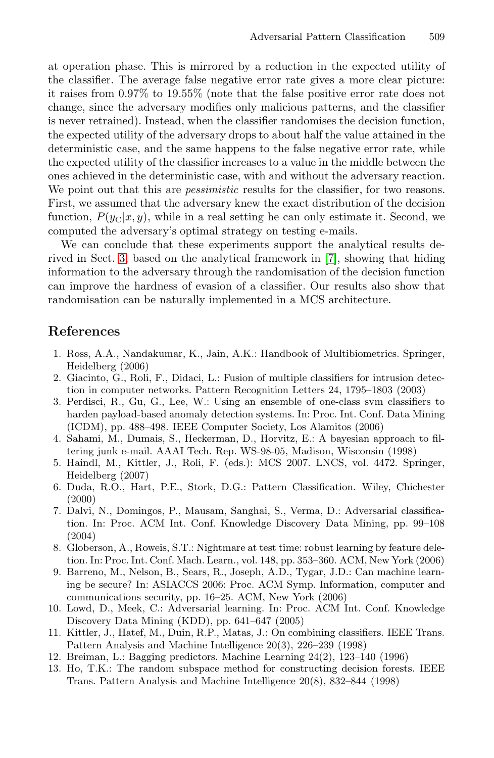at operation phase. This is mirrored by a reduction in the expected utility of the classifier. The average false negative error rate gives a more clear picture: it raises from 0.97% to 19.55% (note that the false positive error rate does not change, since the adversary modifies only malicious patterns, and the classifier is never retrained). Instead, when the classifier randomises the decision function, the expected utility of the adversary drops to about half the value attained in the deterministic case, and the same happens to the false negative error rate, while the expected utility of the classifier increases to a value in the middle between the ones achieved in the deterministic case, with and without the adversary reaction. We point out that this are *pessimistic* results for the classifier, for two reasons. First, we assumed that the adversary knew the exact distribution of the decision function, $P(y_C|x, y)$, while in a real setting he can only estimate it. Second, we computed the adversary's optimal strategy on testing e-mails.

We can conclude that these experiments support the analytical results derived in Sect. 3, based on the analytical framework in [7], showing that hiding information to the adversary through the randomisation of the decision function can improve the hardness of evasion of a classifier. Our results also show that randomisation can be naturally implemented in a MCS architecture.

## References

1. Ross, A.A., Nandakumar, K., Jain, A.K.: Handbook of Multibiometrics. Springer, Heidelberg (2006)
2. Giacinto, G., Roli, F., Didaci, L.: Fusion of multiple classifiers for intrusion detection in computer networks. Pattern Recognition Letters 24, 1795–1803 (2003)
3. Perdisci, R., Gu, G., Lee, W.: Using an ensemble of one-class svm classifiers to harden payload-based anomaly detection systems. In: Proc. Int. Conf. Data Mining (ICDM), pp. 488–498. IEEE Computer Society, Los Alamitos (2006)
4. Sahami, M., Dumais, S., Heckerman, D., Horvitz, E.: A bayesian approach to filtering junk e-mail. AAAI Tech. Rep. WS-98-05, Madison, Wisconsin (1998)
5. Haindl, M., Kittler, J., Roli, F. (eds.): MCS 2007. LNCS, vol. 4472. Springer, Heidelberg (2007)
6. Duda, R.O., Hart, P.E., Stork, D.G.: Pattern Classification. Wiley, Chichester (2000)
7. Dalvi, N., Domingos, P., Mausam, Sanghai, S., Verma, D.: Adversarial classification. In: Proc. ACM Int. Conf. Knowledge Discovery Data Mining, pp. 99–108 (2004)
8. Globerson, A., Roweis, S.T.: Nightmare at test time: robust learning by feature deletion. In: Proc. Int. Conf. Mach. Learn., vol. 148, pp. 353–360. ACM, New York (2006)
9. Barreno, M., Nelson, B., Sears, R., Joseph, A.D., Tygar, J.D.: Can machine learning be secure? In: ASIACCS 2006: Proc. ACM Symp. Information, computer and communications security, pp. 16–25. ACM, New York (2006)
10. Lowd, D., Meek, C.: Adversarial learning. In: Proc. ACM Int. Conf. Knowledge Discovery Data Mining (KDD), pp. 641–647 (2005)
11. Kittler, J., Hatef, M., Duin, R.P., Matas, J.: On combining classifiers. IEEE Trans. Pattern Analysis and Machine Intelligence 20(3), 226–239 (1998)
12. Breiman, L.: Bagging predictors. Machine Learning 24(2), 123–140 (1996)
13. Ho, T.K.: The random subspace method for constructing decision forests. IEEE Trans. Pattern Analysis and Machine Intelligence 20(8), 832–844 (1998)